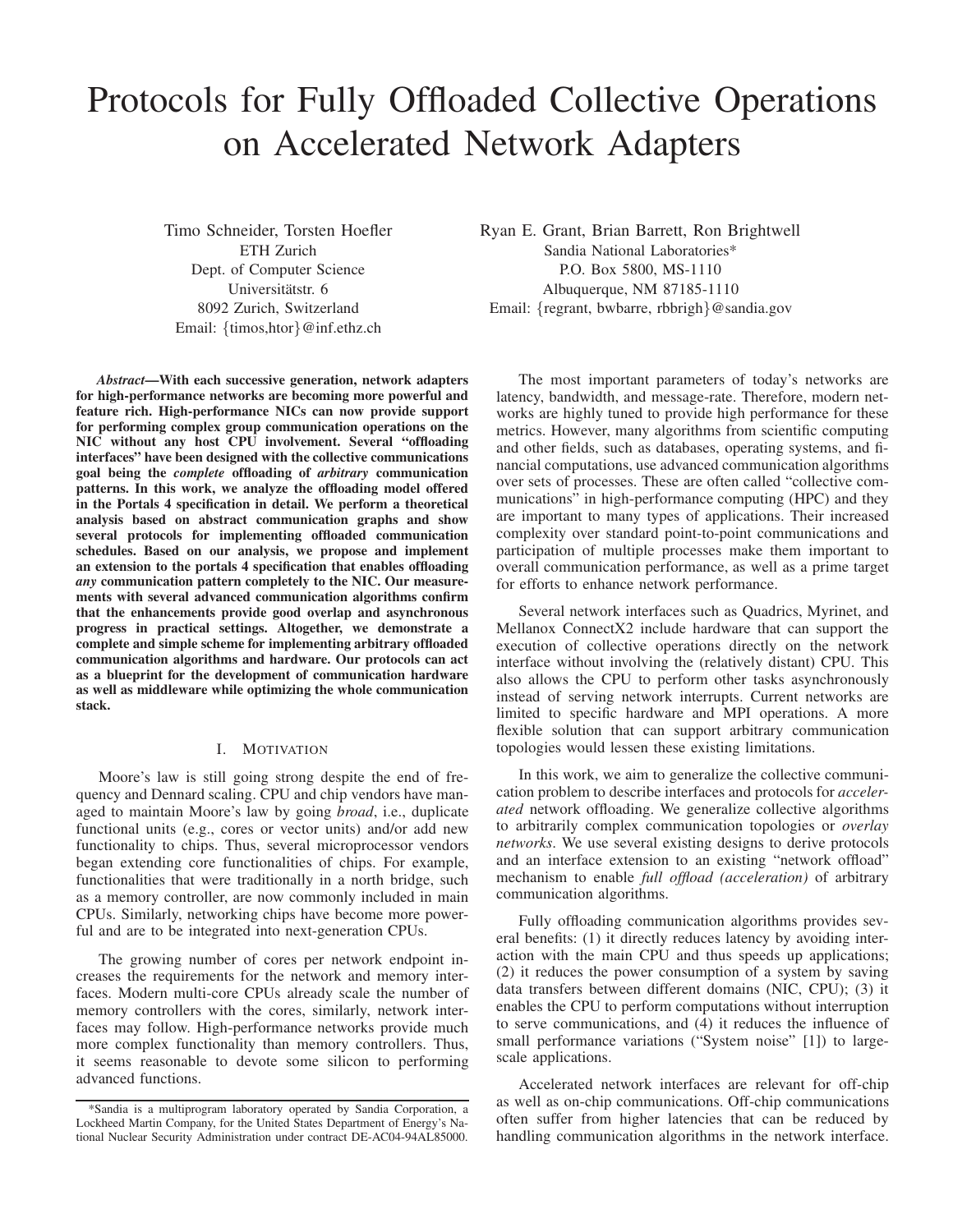# Protocols for Fully Offloaded Collective Operations on Accelerated Network Adapters

Timo Schneider, Torsten Hoefler
ETH Zurich
Dept. of Computer Science
Universitätstr. 6
8092 Zurich, Switzerland
Email: {timos,htor}@inf.ethz.ch

Ryan E. Grant, Brian Barrett, Ron Brightwell
Sandia National Laboratories*
P.O. Box 5800, MS-1110
Albuquerque, NM 87185-1110
Email: {regrant, bwbarre, rbbrigh}@sandia.gov

***Abstract*—With each successive generation, network adapters for high-performance networks are becoming more powerful and feature rich. High-performance NICs can now provide support for performing complex group communication operations on the NIC without any host CPU involvement. Several "offloading interfaces" have been designed with the collective communications goal being the *complete* offloading of *arbitrary* communication patterns. In this work, we analyze the offloading model offered in the Portals 4 specification in detail. We perform a theoretical analysis based on abstract communication graphs and show several protocols for implementing offloaded communication schedules. Based on our analysis, we propose and implement an extension to the portals 4 specification that enables offloading *any* communication pattern completely to the NIC. Our measurements with several advanced communication algorithms confirm that the enhancements provide good overlap and asynchronous progress in practical settings. Altogether, we demonstrate a complete and simple scheme for implementing arbitrary offloaded communication algorithms and hardware. Our protocols can act as a blueprint for the development of communication hardware as well as middleware while optimizing the whole communication stack.**

## I. Motivation

Moore's law is still going strong despite the end of frequency and Dennard scaling. CPU and chip vendors have managed to maintain Moore's law by going *broad*, i.e., duplicate functional units (e.g., cores or vector units) and/or add new functionality to chips. Thus, several microprocessor vendors began extending core functionalities of chips. For example, functionalities that were traditionally in a north bridge, such as a memory controller, are now commonly included in main CPUs. Similarly, networking chips have become more powerful and are to be integrated into next-generation CPUs.

The growing number of cores per network endpoint increases the requirements for the network and memory interfaces. Modern multi-core CPUs already scale the number of memory controllers with the cores, similarly, network interfaces may follow. High-performance networks provide much more complex functionality than memory controllers. Thus, it seems reasonable to devote some silicon to performing advanced functions.

The most important parameters of today's networks are latency, bandwidth, and message-rate. Therefore, modern networks are highly tuned to provide high performance for these metrics. However, many algorithms from scientific computing and other fields, such as databases, operating systems, and financial computations, use advanced communication algorithms over sets of processes. These are often called "collective communications" in high-performance computing (HPC) and they are important to many types of applications. Their increased complexity over standard point-to-point communications and participation of multiple processes make them important to overall communication performance, as well as a prime target for efforts to enhance network performance.

Several network interfaces such as Quadrics, Myrinet, and Mellanox ConnectX2 include hardware that can support the execution of collective operations directly on the network interface without involving the (relatively distant) CPU. This also allows the CPU to perform other tasks asynchronously instead of serving network interrupts. Current networks are limited to specific hardware and MPI operations. A more flexible solution that can support arbitrary communication topologies would lessen these existing limitations.

In this work, we aim to generalize the collective communication problem to describe interfaces and protocols for *accelerated* network offloading. We generalize collective algorithms to arbitrarily complex communication topologies or *overlay networks*. We use several existing designs to derive protocols and an interface extension to an existing "network offload" mechanism to enable *full offload (acceleration)* of arbitrary communication algorithms.

Fully offloading communication algorithms provides several benefits: (1) it directly reduces latency by avoiding interaction with the main CPU and thus speeds up applications; (2) it reduces the power consumption of a system by saving data transfers between different domains (NIC, CPU); (3) it enables the CPU to perform computations without interruption to serve communications, and (4) it reduces the influence of small performance variations ("System noise" [1]) to large-scale applications.

Accelerated network interfaces are relevant for off-chip as well as on-chip communications. Off-chip communications often suffer from higher latencies that can be reduced by handling communication algorithms in the network interface.

*Sandia is a multiprogram laboratory operated by Sandia Corporation, a Lockheed Martin Company, for the United States Department of Energy's National Nuclear Security Administration under contract DE-AC04-94AL85000.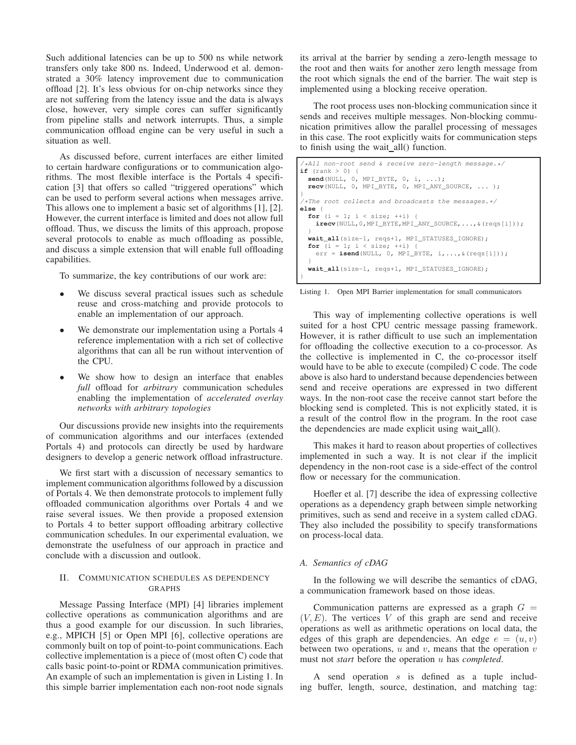Such additional latencies can be up to 500 ns while network transfers only take 800 ns. Indeed, Underwood et al. demonstrated a 30% latency improvement due to communication offload [2]. It's less obvious for on-chip networks since they are not suffering from the latency issue and the data is always close, however, very simple cores can suffer significantly from pipeline stalls and network interrupts. Thus, a simple communication offload engine can be very useful in such a situation as well.

As discussed before, current interfaces are either limited to certain hardware configurations or to communication algorithms. The most flexible interface is the Portals 4 specification [3] that offers so called "triggered operations" which can be used to perform several actions when messages arrive. This allows one to implement a basic set of algorithms [1], [2]. However, the current interface is limited and does not allow full offload. Thus, we discuss the limits of this approach, propose several protocols to enable as much offloading as possible, and discuss a simple extension that will enable full offloading capabilities.

To summarize, the key contributions of our work are:

- We discuss several practical issues such as schedule reuse and cross-matching and provide protocols to enable an implementation of our approach.
- We demonstrate our implementation using a Portals 4 reference implementation with a rich set of collective algorithms that can all be run without intervention of the CPU.
- We show how to design an interface that enables *full* offload for *arbitrary* communication schedules enabling the implementation of *accelerated overlay networks with arbitrary topologies*

Our discussions provide new insights into the requirements of communication algorithms and our interfaces (extended Portals 4) and protocols can directly be used by hardware designers to develop a generic network offload infrastructure.

We first start with a discussion of necessary semantics to implement communication algorithms followed by a discussion of Portals 4. We then demonstrate protocols to implement fully offloaded communication algorithms over Portals 4 and we raise several issues. We then provide a proposed extension to Portals 4 to better support offloading arbitrary collective communication schedules. In our experimental evaluation, we demonstrate the usefulness of our approach in practice and conclude with a discussion and outlook.

## II. Communication Schedules as Dependency Graphs

Message Passing Interface (MPI) [4] libraries implement collective operations as communication algorithms and are thus a good example for our discussion. In such libraries, e.g., MPICH [5] or Open MPI [6], collective operations are commonly built on top of point-to-point communications. Each collective implementation is a piece of (most often C) code that calls basic point-to-point or RDMA communication primitives. An example of such an implementation is given in Listing 1. In this simple barrier implementation each non-root node signals its arrival at the barrier by sending a zero-length message to the root and then waits for another zero length message from the root which signals the end of the barrier. The wait step is implemented using a blocking receive operation.

The root process uses non-blocking communication since it sends and receives multiple messages. Non-blocking communication primitives allow the parallel processing of messages in this case. The root explicitly waits for communication steps to finish using the wait_all() function.

```
/*All non-root send & receive zero-length message.*/
if (rank > 0) {
  send(NULL, 0, MPI_BYTE, 0, i, ...);
  recv(NULL, 0, MPI_BYTE, 0, MPI_ANY_SOURCE, ... );
}
/*The root collects and broadcasts the messages.*/
else {
  for (i = 1; i < size; ++i) {
    irecv(NULL,0,MPI_BYTE,MPI_ANY_SOURCE,...,&(reqs[i]));
  }
  wait_all(size-1, reqs+1, MPI_STATUSES_IGNORE);
  for (i = 1; i < size; ++i) {
    err = isend(NULL, 0, MPI_BYTE, i,...,&(reqs[i]));
  }
  wait_all(size-1, reqs+1, MPI_STATUSES_IGNORE);
}
```

Listing 1. Open MPI Barrier implementation for small communicators

This way of implementing collective operations is well suited for a host CPU centric message passing framework. However, it is rather difficult to use such an implementation for offloading the collective execution to a co-processor. As the collective is implemented in C, the co-processor itself would have to be able to execute (compiled) C code. The code above is also hard to understand because dependencies between send and receive operations are expressed in two different ways. In the non-root case the receive cannot start before the blocking send is completed. This is not explicitly stated, it is a result of the control flow in the program. In the root case the dependencies are made explicit using wait_all().

This makes it hard to reason about properties of collectives implemented in such a way. It is not clear if the implicit dependency in the non-root case is a side-effect of the control flow or necessary for the communication.

Hoefler et al. [7] describe the idea of expressing collective operations as a dependency graph between simple networking primitives, such as send and receive in a system called cDAG. They also included the possibility to specify transformations on process-local data.

### A. Semantics of cDAG

In the following we will describe the semantics of cDAG, a communication framework based on those ideas.

Communication patterns are expressed as a graph $G = (V, E)$. The vertices $V$ of this graph are send and receive operations as well as arithmetic operations on local data, the edges of this graph are dependencies. An edge $e = (u, v)$ between two operations, $u$ and $v$, means that the operation $v$ must not *start* before the operation $u$ has *completed*.

A send operation $s$ is defined as a tuple including buffer, length, source, destination, and matching tag: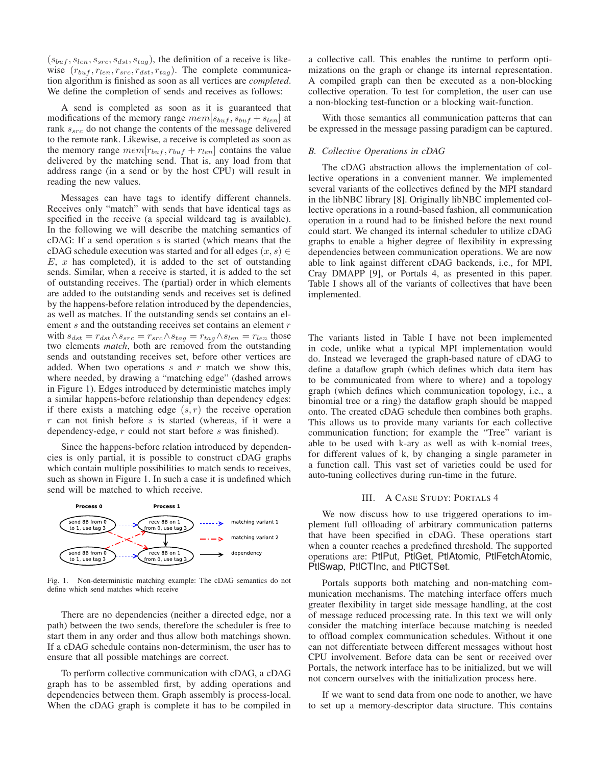$(s_{buf}, s_{len}, s_{src}, s_{dst}, s_{tag})$, the definition of a receive is likewise $(r_{buf}, r_{len}, r_{src}, r_{dst}, r_{tag})$. The complete communication algorithm is finished as soon as all vertices are *completed*. We define the completion of sends and receives as follows:

A send is completed as soon as it is guaranteed that modifications of the memory range $mem[s_{buf}, s_{buf} + s_{len}]$ at rank $s_{src}$ do not change the contents of the message delivered to the remote rank. Likewise, a receive is completed as soon as the memory range $mem[r_{buf}, r_{buf} + r_{len}]$ contains the value delivered by the matching send. That is, any load from that address range (in a send or by the host CPU) will result in reading the new values.

Messages can have tags to identify different channels. Receives only "match" with sends that have identical tags as specified in the receive (a special wildcard tag is available). In the following we will describe the matching semantics of cDAG: If a send operation $s$ is started (which means that the cDAG schedule execution was started and for all edges $(x, s) \in E$, $x$ has completed), it is added to the set of outstanding sends. Similar, when a receive is started, it is added to the set of outstanding receives. The (partial) order in which elements are added to the outstanding sends and receives set is defined by the happens-before relation introduced by the dependencies, as well as matches. If the outstanding sends set contains an element $s$ and the outstanding receives set contains an element $r$ with $s_{dst} = r_{dst} \wedge s_{src} = r_{src} \wedge s_{tag} = r_{tag} \wedge s_{len} = r_{len}$ those two elements *match*, both are removed from the outstanding sends and outstanding receives set, before other vertices are added. When two operations $s$ and $r$ match we show this, where needed, by drawing a "matching edge" (dashed arrows in Figure 1). Edges introduced by deterministic matches imply a similar happens-before relationship than dependency edges: if there exists a matching edge $(s, r)$ the receive operation $r$ can not finish before $s$ is started (whereas, if it were a dependency-edge, $r$ could not start before $s$ was finished).

Since the happens-before relation introduced by dependencies is only partial, it is possible to construct cDAG graphs which contain multiple possibilities to match sends to receives, such as shown in Figure 1. In such a case it is undefined which send will be matched to which receive.

Fig. 1. Non-deterministic matching example: The cDAG semantics do not define which send matches which receive

There are no dependencies (neither a directed edge, nor a path) between the two sends, therefore the scheduler is free to start them in any order and thus allow both matchings shown. If a cDAG schedule contains non-determinism, the user has to ensure that all possible matchings are correct.

To perform collective communication with cDAG, a cDAG graph has to be assembled first, by adding operations and dependencies between them. Graph assembly is process-local. When the cDAG graph is complete it has to be compiled in a collective call. This enables the runtime to perform optimizations on the graph or change its internal representation. A compiled graph can then be executed as a non-blocking collective operation. To test for completion, the user can use a non-blocking test-function or a blocking wait-function.

With those semantics all communication patterns that can be expressed in the message passing paradigm can be captured.

### B. Collective Operations in cDAG

The cDAG abstraction allows the implementation of collective operations in a convenient manner. We implemented several variants of the collectives defined by the MPI standard in the libNBC library [8]. Originally libNBC implemented collective operations in a round-based fashion, all communication operation in a round had to be finished before the next round could start. We changed its internal scheduler to utilize cDAG graphs to enable a higher degree of flexibility in expressing dependencies between communication operations. We are now able to link against different cDAG backends, i.e., for MPI, Cray DMAPP [9], or Portals 4, as presented in this paper. Table I shows all of the variants of collectives that have been implemented.

The variants listed in Table I have not been implemented in code, unlike what a typical MPI implementation would do. Instead we leveraged the graph-based nature of cDAG to define a dataflow graph (which defines which data item has to be communicated from where to where) and a topology graph (which defines which communication topology, i.e., a binomial tree or a ring) the dataflow graph should be mapped onto. The created cDAG schedule then combines both graphs. This allows us to provide many variants for each collective communication function; for example the "Tree" variant is able to be used with k-ary as well as with k-nomial trees, for different values of k, by changing a single parameter in a function call. This vast set of varieties could be used for auto-tuning collectives during run-time in the future.

## III. A Case Study: Portals 4

We now discuss how to use triggered operations to implement full offloading of arbitrary communication patterns that have been specified in cDAG. These operations start when a counter reaches a predefined threshold. The supported operations are: PtlPut, PtlGet, PtlAtomic, PtlFetchAtomic, PtlSwap, PtlCTInc, and PtlCTSet.

Portals supports both matching and non-matching communication mechanisms. The matching interface offers much greater flexibility in target side message handling, at the cost of message reduced processing rate. In this text we will only consider the matching interface because matching is needed to offload complex communication schedules. Without it one can not differentiate between different messages without host CPU involvement. Before data can be sent or received over Portals, the network interface has to be initialized, but we will not concern ourselves with the initialization process here.

If we want to send data from one node to another, we have to set up a memory-descriptor data structure. This contains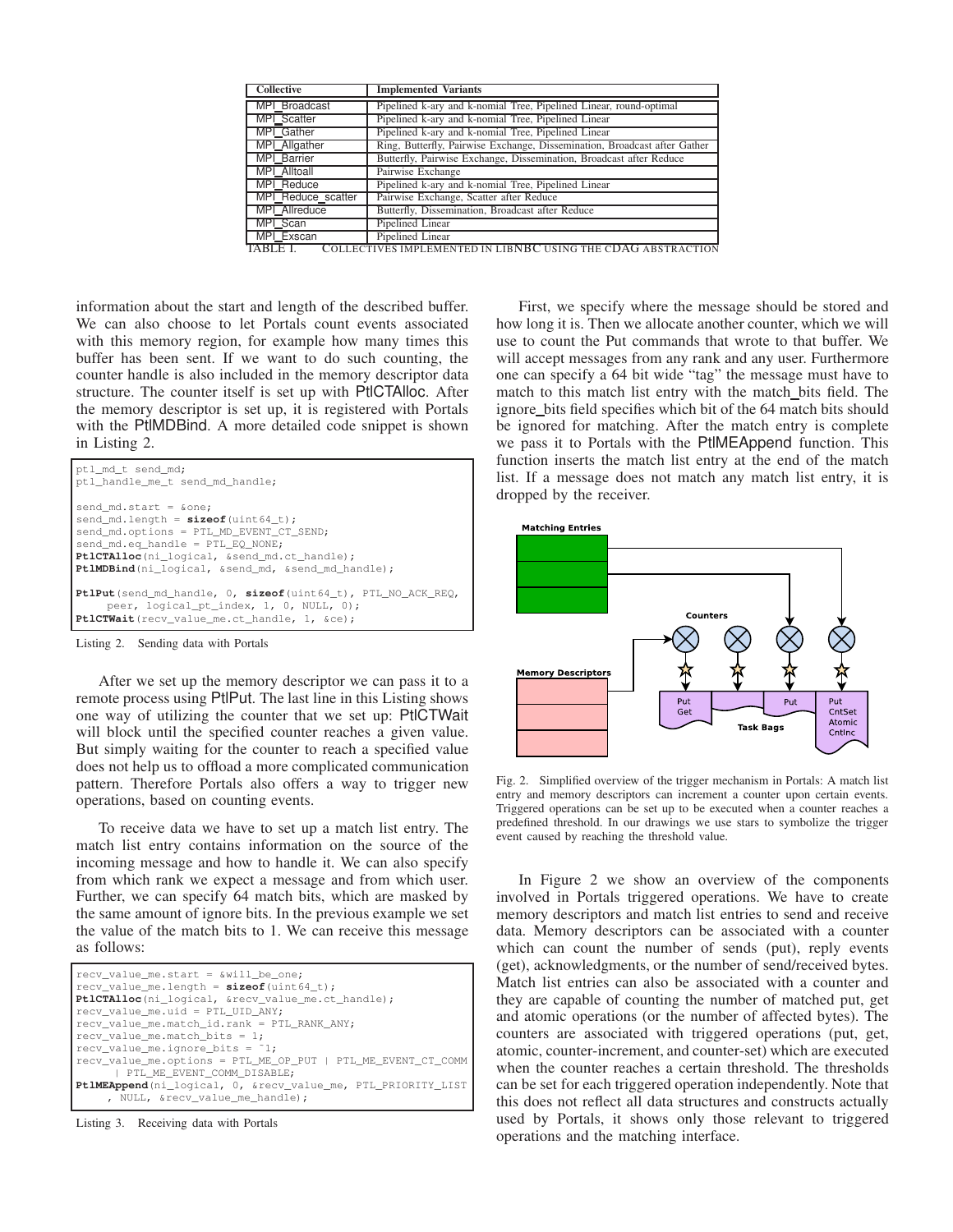| Collective | Implemented Variants |
|---|---|
| MPI_Broadcast | Pipelined k-ary and k-nomial Tree, Pipelined Linear, round-optimal |
| MPI_Scatter | Pipelined k-ary and k-nomial Tree, Pipelined Linear |
| MPI_Gather | Pipelined k-ary and k-nomial Tree, Pipelined Linear |
| MPI_Allgather | Ring, Butterfly, Pairwise Exchange, Dissemination, Broadcast after Gather |
| MPI_Barrier | Butterfly, Pairwise Exchange, Dissemination, Broadcast after Reduce |
| MPI_Alltoall | Pairwise Exchange |
| MPI_Reduce | Pipelined k-ary and k-nomial Tree, Pipelined Linear |
| MPI_Reduce_scatter | Pairwise Exchange, Scatter after Reduce |
| MPI_Allreduce | Butterfly, Dissemination, Broadcast after Reduce |
| MPI_Scan | Pipelined Linear |
| MPI_Exscan | Pipelined Linear |

TABLE I. COLLECTIVES IMPLEMENTED IN LIBNBC USING THE CDAG ABSTRACTION

information about the start and length of the described buffer. We can also choose to let Portals count events associated with this memory region, for example how many times this buffer has been sent. If we want to do such counting, the counter handle is also included in the memory descriptor data structure. The counter itself is set up with PtlCTAlloc. After the memory descriptor is set up, it is registered with Portals with the PtlMDBind. A more detailed code snippet is shown in Listing 2.

```
ptl_md_t send_md;
ptl_handle_me_t send_md_handle;

send_md.start = &one;
send_md.length = sizeof(uint64_t);
send_md.options = PTL_MD_EVENT_CT_SEND;
send_md.eq_handle = PTL_EQ_NONE;
PtlCTAlloc(ni_logical, &send_md.ct_handle);
PtlMDBind(ni_logical, &send_md, &send_md_handle);

PtlPut(send_md_handle, 0, sizeof(uint64_t), PTL_NO_ACK_REQ,
     peer, logical_pt_index, 1, 0, NULL, 0);
PtlCTWait(recv_value_me.ct_handle, 1, &ce);
```

Listing 2. Sending data with Portals

After we set up the memory descriptor we can pass it to a remote process using PtlPut. The last line in this Listing shows one way of utilizing the counter that we set up: PtlCTWait will block until the specified counter reaches a given value. But simply waiting for the counter to reach a specified value does not help us to offload a more complicated communication pattern. Therefore Portals also offers a way to trigger new operations, based on counting events.

To receive data we have to set up a match list entry. The match list entry contains information on the source of the incoming message and how to handle it. We can also specify from which rank we expect a message and from which user. Further, we can specify 64 match bits, which are masked by the same amount of ignore bits. In the previous example we set the value of the match bits to 1. We can receive this message as follows:

```
recv_value_me.start = &will_be_one;
recv_value_me.length = sizeof(uint64_t);
PtlCTAlloc(ni_logical, &recv_value_me.ct_handle);
recv_value_me.uid = PTL_UID_ANY;
recv_value_me.match_id.rank = PTL_RANK_ANY;
recv_value_me.match_bits = 1;
recv_value_me.ignore_bits = ~1;
recv_value_me.options = PTL_ME_OP_PUT | PTL_ME_EVENT_CT_COMM
     | PTL_ME_EVENT_COMM_DISABLE;
PtlMEAppend(ni_logical, 0, &recv_value_me, PTL_PRIORITY_LIST
     , NULL, &recv_value_me_handle);
```

Listing 3. Receiving data with Portals

First, we specify where the message should be stored and how long it is. Then we allocate another counter, which we will use to count the Put commands that wrote to that buffer. We will accept messages from any rank and any user. Furthermore one can specify a 64 bit wide "tag" the message must have to match to this match list entry with the match_bits field. The ignore_bits field specifies which bit of the 64 match bits should be ignored for matching. After the match entry is complete we pass it to Portals with the PtlMEAppend function. This function inserts the match list entry at the end of the match list. If a message does not match any match list entry, it is dropped by the receiver.

Fig. 2. Simplified overview of the trigger mechanism in Portals: A match list entry and memory descriptors can increment a counter upon certain events. Triggered operations can be set up to be executed when a counter reaches a predefined threshold. In our drawings we use stars to symbolize the trigger event caused by reaching the threshold value.

In Figure 2 we show an overview of the components involved in Portals triggered operations. We have to create memory descriptors and match list entries to send and receive data. Memory descriptors can be associated with a counter which can count the number of sends (put), reply events (get), acknowledgments, or the number of send/received bytes. Match list entries can also be associated with a counter and they are capable of counting the number of matched put, get and atomic operations (or the number of affected bytes). The counters are associated with triggered operations (put, get, atomic, counter-increment, and counter-set) which are executed when the counter reaches a certain threshold. The thresholds can be set for each triggered operation independently. Note that this does not reflect all data structures and constructs actually used by Portals, it shows only those relevant to triggered operations and the matching interface.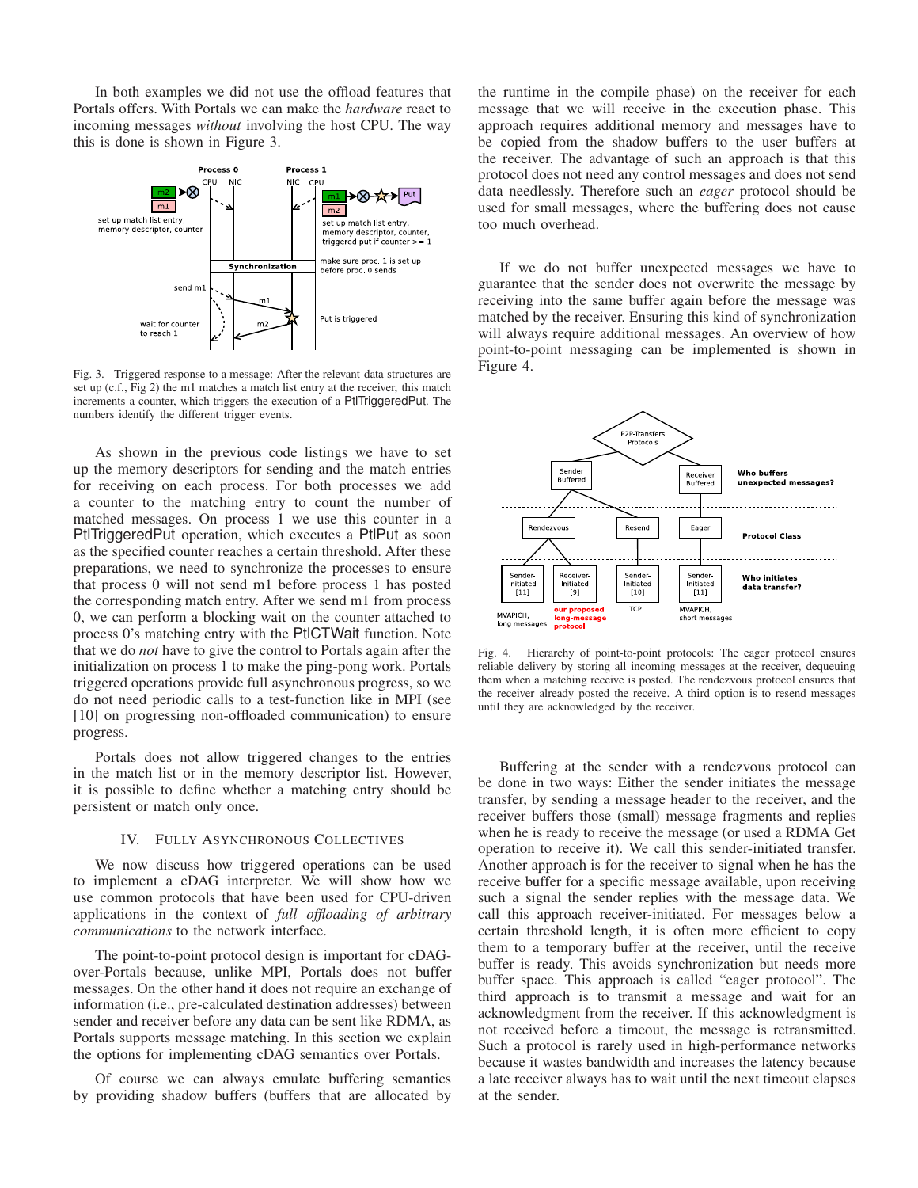In both examples we did not use the offload features that Portals offers. With Portals we can make the *hardware* react to incoming messages *without* involving the host CPU. The way this is done is shown in Figure 3.

Fig. 3. Triggered response to a message: After the relevant data structures are set up (c.f., Fig 2) the m1 matches a match list entry at the receiver, this match increments a counter, which triggers the execution of a PtlTriggeredPut. The numbers identify the different trigger events.

As shown in the previous code listings we have to set up the memory descriptors for sending and the match entries for receiving on each process. For both processes we add a counter to the matching entry to count the number of matched messages. On process 1 we use this counter in a PtlTriggeredPut operation, which executes a PtlPut as soon as the specified counter reaches a certain threshold. After these preparations, we need to synchronize the processes to ensure that process 0 will not send m1 before process 1 has posted the corresponding match entry. After we send m1 from process 0, we can perform a blocking wait on the counter attached to process 0's matching entry with the PtlCTWait function. Note that we do *not* have to give the control to Portals again after the initialization on process 1 to make the ping-pong work. Portals triggered operations provide full asynchronous progress, so we do not need periodic calls to a test-function like in MPI (see [10] on progressing non-offloaded communication) to ensure progress.

Portals does not allow triggered changes to the entries in the match list or in the memory descriptor list. However, it is possible to define whether a matching entry should be persistent or match only once.

## IV. Fully Asynchronous Collectives

We now discuss how triggered operations can be used to implement a cDAG interpreter. We will show how we use common protocols that have been used for CPU-driven applications in the context of *full offloading of arbitrary communications* to the network interface.

The point-to-point protocol design is important for cDAG-over-Portals because, unlike MPI, Portals does not buffer messages. On the other hand it does not require an exchange of information (i.e., pre-calculated destination addresses) between sender and receiver before any data can be sent like RDMA, as Portals supports message matching. In this section we explain the options for implementing cDAG semantics over Portals.

Of course we can always emulate buffering semantics by providing shadow buffers (buffers that are allocated by the runtime in the compile phase) on the receiver for each message that we will receive in the execution phase. This approach requires additional memory and messages have to be copied from the shadow buffers to the user buffers at the receiver. The advantage of such an approach is that this protocol does not need any control messages and does not send data needlessly. Therefore such an *eager* protocol should be used for small messages, where the buffering does not cause too much overhead.

If we do not buffer unexpected messages we have to guarantee that the sender does not overwrite the message by receiving into the same buffer again before the message was matched by the receiver. Ensuring this kind of synchronization will always require additional messages. An overview of how point-to-point messaging can be implemented is shown in Figure 4.

Fig. 4. Hierarchy of point-to-point protocols: The eager protocol ensures reliable delivery by storing all incoming messages at the receiver, dequeuing them when a matching receive is posted. The rendezvous protocol ensures that the receiver already posted the receive. A third option is to resend messages until they are acknowledged by the receiver.

Buffering at the sender with a rendezvous protocol can be done in two ways: Either the sender initiates the message transfer, by sending a message header to the receiver, and the receiver buffers those (small) message fragments and replies when he is ready to receive the message (or used a RDMA Get operation to receive it). We call this sender-initiated transfer. Another approach is for the receiver to signal when he has the receive buffer for a specific message available, upon receiving such a signal the sender replies with the message data. We call this approach receiver-initiated. For messages below a certain threshold length, it is often more efficient to copy them to a temporary buffer at the receiver, until the receive buffer is ready. This avoids synchronization but needs more buffer space. This approach is called "eager protocol". The third approach is to transmit a message and wait for an acknowledgment from the receiver. If this acknowledgment is not received before a timeout, the message is retransmitted. Such a protocol is rarely used in high-performance networks because it wastes bandwidth and increases the latency because a late receiver always has to wait until the next timeout elapses at the sender.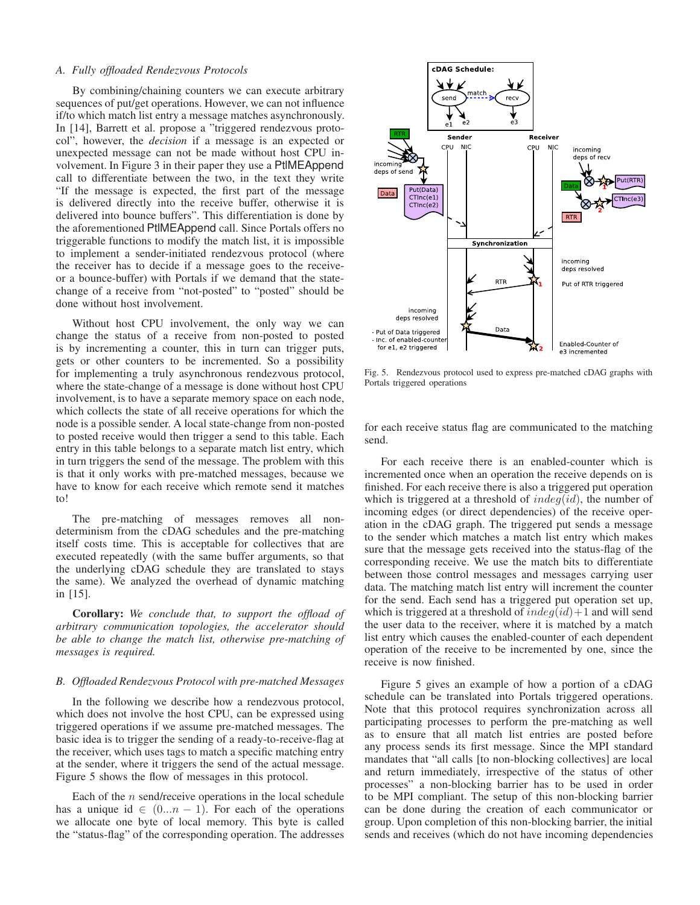### A. Fully offloaded Rendezvous Protocols

By combining/chaining counters we can execute arbitrary sequences of put/get operations. However, we can not influence if/to which match list entry a message matches asynchronously. In [14], Barrett et al. propose a "triggered rendezvous protocol", however, the *decision* if a message is an expected or unexpected message can not be made without host CPU involvement. In Figure 3 in their paper they use a PtlMEAppend call to differentiate between the two, in the text they write "If the message is expected, the first part of the message is delivered directly into the receive buffer, otherwise it is delivered into bounce buffers". This differentiation is done by the aforementioned PtlMEAppend call. Since Portals offers no triggerable functions to modify the match list, it is impossible to implement a sender-initiated rendezvous protocol (where the receiver has to decide if a message goes to the receive- or a bounce-buffer) with Portals if we demand that the state-change of a receive from "not-posted" to "posted" should be done without host involvement.

Without host CPU involvement, the only way we can change the status of a receive from non-posted to posted is by incrementing a counter, this in turn can trigger puts, gets or other counters to be incremented. So a possibility for implementing a truly asynchronous rendezvous protocol, where the state-change of a message is done without host CPU involvement, is to have a separate memory space on each node, which collects the state of all receive operations for which the node is a possible sender. A local state-change from non-posted to posted receive would then trigger a send to this table. Each entry in this table belongs to a separate match list entry, which in turn triggers the send of the message. The problem with this is that it only works with pre-matched messages, because we have to know for each receive which remote send it matches to!

The pre-matching of messages removes all non-determinism from the cDAG schedules and the pre-matching itself costs time. This is acceptable for collectives that are executed repeatedly (with the same buffer arguments, so that the underlying cDAG schedule they are translated to stays the same). We analyzed the overhead of dynamic matching in [15].

**Corollary:** *We conclude that, to support the offload of arbitrary communication topologies, the accelerator should be able to change the match list, otherwise pre-matching of messages is required.*

### B. Offloaded Rendezvous Protocol with pre-matched Messages

In the following we describe how a rendezvous protocol, which does not involve the host CPU, can be expressed using triggered operations if we assume pre-matched messages. The basic idea is to trigger the sending of a ready-to-receive-flag at the receiver, which uses tags to match a specific matching entry at the sender, where it triggers the send of the actual message. Figure 5 shows the flow of messages in this protocol.

Each of the $n$ send/receive operations in the local schedule has a unique id $\in (0...n-1)$. For each of the operations we allocate one byte of local memory. This byte is called the "status-flag" of the corresponding operation. The addresses for each receive status flag are communicated to the matching send.

Fig. 5. Rendezvous protocol used to express pre-matched cDAG graphs with Portals triggered operations

For each receive there is an enabled-counter which is incremented once when an operation the receive depends on is finished. For each receive there is also a triggered put operation which is triggered at a threshold of $indeg(id)$, the number of incoming edges (or direct dependencies) of the receive operation in the cDAG graph. The triggered put sends a message to the sender which matches a match list entry which makes sure that the message gets received into the status-flag of the corresponding receive. We use the match bits to differentiate between those control messages and messages carrying user data. The matching match list entry will increment the counter for the send. Each send has a triggered put operation set up, which is triggered at a threshold of $indeg(id)+1$ and will send the user data to the receiver, where it is matched by a match list entry which causes the enabled-counter of each dependent operation of the receive to be incremented by one, since the receive is now finished.

Figure 5 gives an example of how a portion of a cDAG schedule can be translated into Portals triggered operations. Note that this protocol requires synchronization across all participating processes to perform the pre-matching as well as to ensure that all match list entries are posted before any process sends its first message. Since the MPI standard mandates that "all calls [to non-blocking collectives] are local and return immediately, irrespective of the status of other processes" a non-blocking barrier has to be used in order to be MPI compliant. The setup of this non-blocking barrier can be done during the creation of each communicator or group. Upon completion of this non-blocking barrier, the initial sends and receives (which do not have incoming dependencies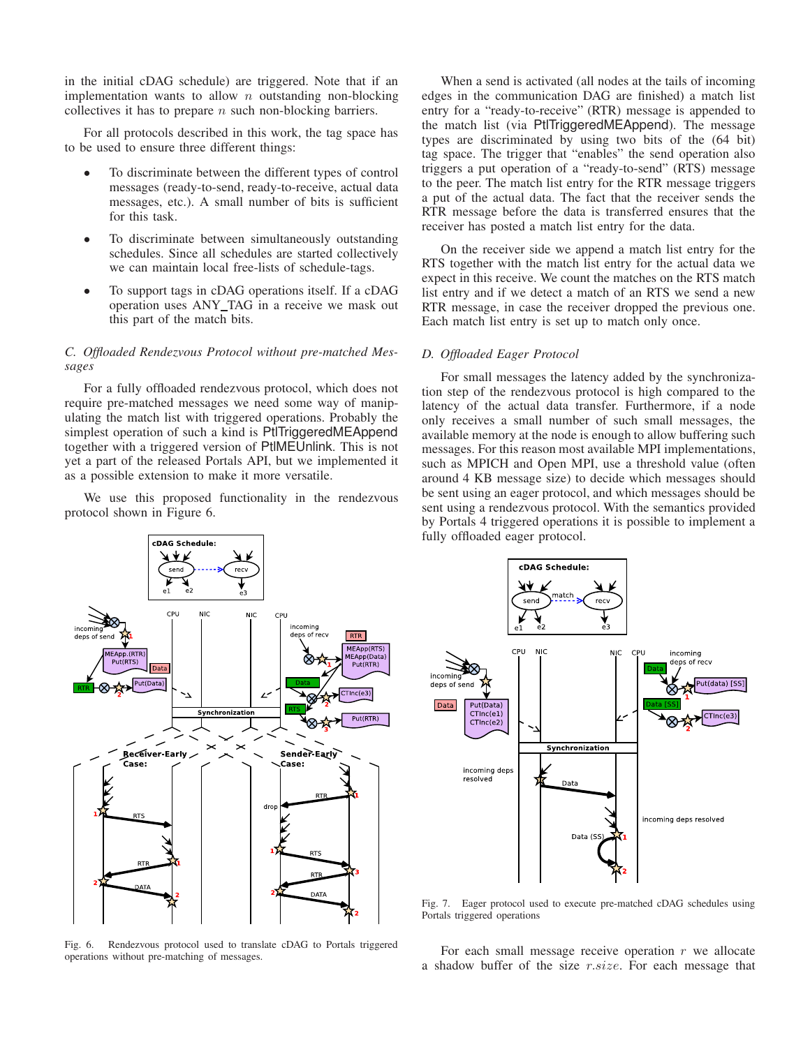in the initial cDAG schedule) are triggered. Note that if an implementation wants to allow $n$ outstanding non-blocking collectives it has to prepare $n$ such non-blocking barriers.

For all protocols described in this work, the tag space has to be used to ensure three different things:

- To discriminate between the different types of control messages (ready-to-send, ready-to-receive, actual data messages, etc.). A small number of bits is sufficient for this task.
- To discriminate between simultaneously outstanding schedules. Since all schedules are started collectively we can maintain local free-lists of schedule-tags.
- To support tags in cDAG operations itself. If a cDAG operation uses ANY_TAG in a receive we mask out this part of the match bits.

### C. Offloaded Rendezvous Protocol without pre-matched Messages

For a fully offloaded rendezvous protocol, which does not require pre-matched messages we need some way of manipulating the match list with triggered operations. Probably the simplest operation of such a kind is PtlTriggeredMEAppend together with a triggered version of PtlMEUnlink. This is not yet a part of the released Portals API, but we implemented it as a possible extension to make it more versatile.

We use this proposed functionality in the rendezvous protocol shown in Figure 6.

Fig. 6. Rendezvous protocol used to translate cDAG to Portals triggered operations without pre-matching of messages.

When a send is activated (all nodes at the tails of incoming edges in the communication DAG are finished) a match list entry for a "ready-to-receive" (RTR) message is appended to the match list (via PtlTriggeredMEAppend). The message types are discriminated by using two bits of the (64 bit) tag space. The trigger that "enables" the send operation also triggers a put operation of a "ready-to-send" (RTS) message to the peer. The match list entry for the RTR message triggers a put of the actual data. The fact that the receiver sends the RTR message before the data is transferred ensures that the receiver has posted a match list entry for the data.

On the receiver side we append a match list entry for the RTS together with the match list entry for the actual data we expect in this receive. We count the matches on the RTS match list entry and if we detect a match of an RTS we send a new RTR message, in case the receiver dropped the previous one. Each match list entry is set up to match only once.

### D. Offloaded Eager Protocol

For small messages the latency added by the synchronization step of the rendezvous protocol is high compared to the latency of the actual data transfer. Furthermore, if a node only receives a small number of such small messages, the available memory at the node is enough to allow buffering such messages. For this reason most available MPI implementations, such as MPICH and Open MPI, use a threshold value (often around 4 KB message size) to decide which messages should be sent using an eager protocol, and which messages should be sent using a rendezvous protocol. With the semantics provided by Portals 4 triggered operations it is possible to implement a fully offloaded eager protocol.

Fig. 7. Eager protocol used to execute pre-matched cDAG schedules using Portals triggered operations

For each small message receive operation $r$ we allocate a shadow buffer of the size $r.size$. For each message that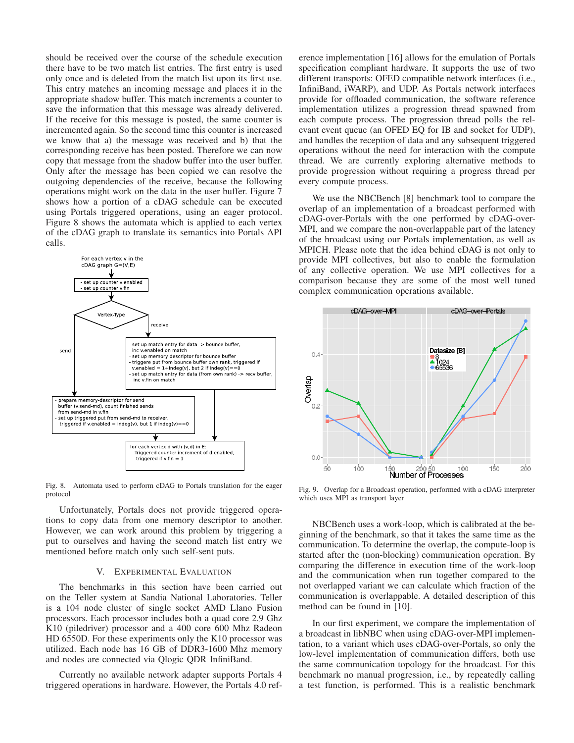should be received over the course of the schedule execution there have to be two match list entries. The first entry is used only once and is deleted from the match list upon its first use. This entry matches an incoming message and places it in the appropriate shadow buffer. This match increments a counter to save the information that this message was already delivered. If the receive for this message is posted, the same counter is incremented again. So the second time this counter is increased we know that a) the message was received and b) that the corresponding receive has been posted. Therefore we can now copy that message from the shadow buffer into the user buffer. Only after the message has been copied we can resolve the outgoing dependencies of the receive, because the following operations might work on the data in the user buffer. Figure 7 shows how a portion of a cDAG schedule can be executed using Portals triggered operations, using an eager protocol. Figure 8 shows the automata which is applied to each vertex of the cDAG graph to translate its semantics into Portals API calls.

Fig. 8. Automata used to perform cDAG to Portals translation for the eager protocol

Unfortunately, Portals does not provide triggered operations to copy data from one memory descriptor to another. However, we can work around this problem by triggering a put to ourselves and having the second match list entry we mentioned before match only such self-sent puts.

## V. Experimental Evaluation

The benchmarks in this section have been carried out on the Teller system at Sandia National Laboratories. Teller is a 104 node cluster of single socket AMD Llano Fusion processors. Each processor includes both a quad core 2.9 Ghz K10 (piledriver) processor and a 400 core 600 Mhz Radeon HD 6550D. For these experiments only the K10 processor was utilized. Each node has 16 GB of DDR3-1600 Mhz memory and nodes are connected via Qlogic QDR InfiniBand.

Currently no available network adapter supports Portals 4 triggered operations in hardware. However, the Portals 4.0 reference implementation [16] allows for the emulation of Portals specification compliant hardware. It supports the use of two different transports: OFED compatible network interfaces (i.e., InfiniBand, iWARP), and UDP. As Portals network interfaces provide for offloaded communication, the software reference implementation utilizes a progression thread spawned from each compute process. The progression thread polls the relevant event queue (an OFED EQ for IB and socket for UDP), and handles the reception of data and any subsequent triggered operations without the need for interaction with the compute thread. We are currently exploring alternative methods to provide progression without requiring a progress thread per every compute process.

We use the NBCBench [8] benchmark tool to compare the overlap of an implementation of a broadcast performed with cDAG-over-Portals with the one performed by cDAG-over-MPI, and we compare the non-overlappable part of the latency of the broadcast using our Portals implementation, as well as MPICH. Please note that the idea behind cDAG is not only to provide MPI collectives, but also to enable the formulation of any collective operation. We use MPI collectives for a comparison because they are some of the most well tuned complex communication operations available.

Fig. 9. Overlap for a Broadcast operation, performed with a cDAG interpreter which uses MPI as transport layer

NBCBench uses a work-loop, which is calibrated at the beginning of the benchmark, so that it takes the same time as the communication. To determine the overlap, the compute-loop is started after the (non-blocking) communication operation. By comparing the difference in execution time of the work-loop and the communication when run together compared to the not overlapped variant we can calculate which fraction of the communication is overlappable. A detailed description of this method can be found in [10].

In our first experiment, we compare the implementation of a broadcast in libNBC when using cDAG-over-MPI implementation, to a variant which uses cDAG-over-Portals, so only the low-level implementation of communication differs, both use the same communication topology for the broadcast. For this benchmark no manual progression, i.e., by repeatedly calling a test function, is performed. This is a realistic benchmark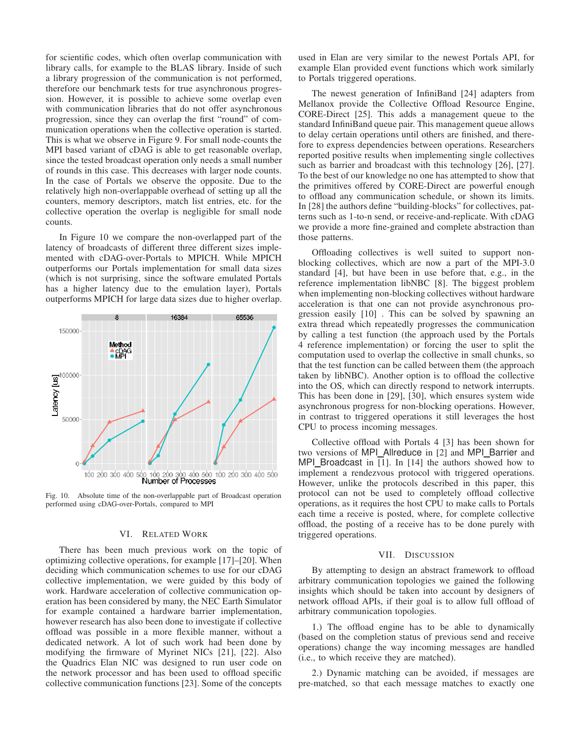for scientific codes, which often overlap communication with library calls, for example to the BLAS library. Inside of such a library progression of the communication is not performed, therefore our benchmark tests for true asynchronous progression. However, it is possible to achieve some overlap even with communication libraries that do not offer asynchronous progression, since they can overlap the first "round" of communication operations when the collective operation is started. This is what we observe in Figure 9. For small node-counts the MPI based variant of cDAG is able to get reasonable overlap, since the tested broadcast operation only needs a small number of rounds in this case. This decreases with larger node counts. In the case of Portals we observe the opposite. Due to the relatively high non-overlappable overhead of setting up all the counters, memory descriptors, match list entries, etc. for the collective operation the overlap is negligible for small node counts.

In Figure 10 we compare the non-overlapped part of the latency of broadcasts of different three different sizes implemented with cDAG-over-Portals to MPICH. While MPICH outperforms our Portals implementation for small data sizes (which is not surprising, since the software emulated Portals has a higher latency due to the emulation layer), Portals outperforms MPICH for large data sizes due to higher overlap.

Fig. 10. Absolute time of the non-overlappable part of Broadcast operation performed using cDAG-over-Portals, compared to MPI

## VI. Related Work

There has been much previous work on the topic of optimizing collective operations, for example [17]–[20]. When deciding which communication schemes to use for our cDAG collective implementation, we were guided by this body of work. Hardware acceleration of collective communication operation has been considered by many, the NEC Earth Simulator for example contained a hardware barrier implementation, however research has also been done to investigate if collective offload was possible in a more flexible manner, without a dedicated network. A lot of such work had been done by modifying the firmware of Myrinet NICs [21], [22]. Also the Quadrics Elan NIC was designed to run user code on the network processor and has been used to offload specific collective communication functions [23]. Some of the concepts used in Elan are very similar to the newest Portals API, for example Elan provided event functions which work similarly to Portals triggered operations.

The newest generation of InfiniBand [24] adapters from Mellanox provide the Collective Offload Resource Engine, CORE-Direct [25]. This adds a management queue to the standard InfiniBand queue pair. This management queue allows to delay certain operations until others are finished, and therefore to express dependencies between operations. Researchers reported positive results when implementing single collectives such as barrier and broadcast with this technology [26], [27]. To the best of our knowledge no one has attempted to show that the primitives offered by CORE-Direct are powerful enough to offload any communication schedule, or shown its limits. In [28] the authors define "building-blocks" for collectives, patterns such as 1-to-n send, or receive-and-replicate. With cDAG we provide a more fine-grained and complete abstraction than those patterns.

Offloading collectives is well suited to support non-blocking collectives, which are now a part of the MPI-3.0 standard [4], but have been in use before that, e.g., in the reference implementation libNBC [8]. The biggest problem when implementing non-blocking collectives without hardware acceleration is that one can not provide asynchronous progression easily [10] . This can be solved by spawning an extra thread which repeatedly progresses the communication by calling a test function (the approach used by the Portals 4 reference implementation) or forcing the user to split the computation used to overlap the collective in small chunks, so that the test function can be called between them (the approach taken by libNBC). Another option is to offload the collective into the OS, which can directly respond to network interrupts. This has been done in [29], [30], which ensures system wide asynchronous progress for non-blocking operations. However, in contrast to triggered operations it still leverages the host CPU to process incoming messages.

Collective offload with Portals 4 [3] has been shown for two versions of MPI_Allreduce in [2] and MPI_Barrier and MPI_Broadcast in [1]. In [14] the authors showed how to implement a rendezvous protocol with triggered operations. However, unlike the protocols described in this paper, this protocol can not be used to completely offload collective operations, as it requires the host CPU to make calls to Portals each time a receive is posted, where, for complete collective offload, the posting of a receive has to be done purely with triggered operations.

## VII. Discussion

By attempting to design an abstract framework to offload arbitrary communication topologies we gained the following insights which should be taken into account by designers of network offload APIs, if their goal is to allow full offload of arbitrary communication topologies.

1.) The offload engine has to be able to dynamically (based on the completion status of previous send and receive operations) change the way incoming messages are handled (i.e., to which receive they are matched).

2.) Dynamic matching can be avoided, if messages are pre-matched, so that each message matches to exactly one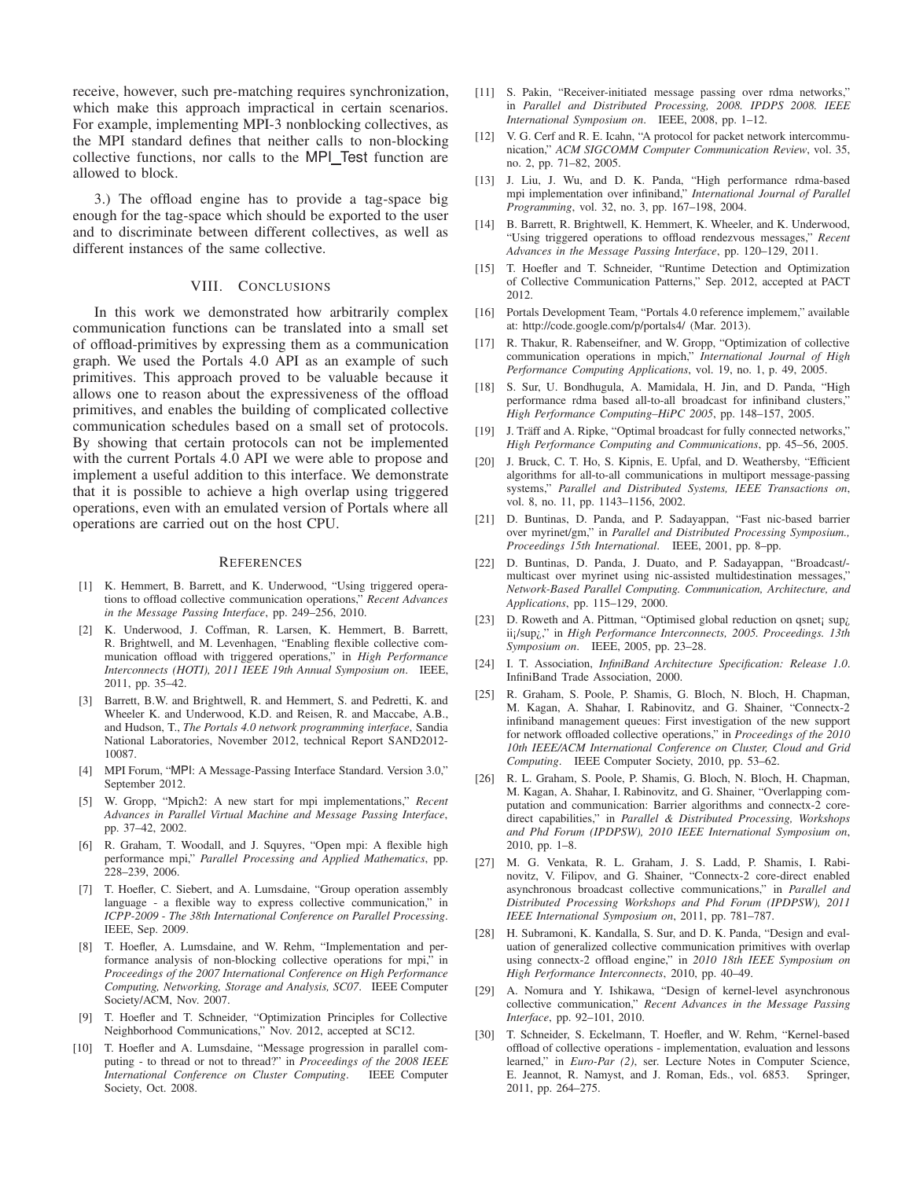receive, however, such pre-matching requires synchronization, which make this approach impractical in certain scenarios. For example, implementing MPI-3 nonblocking collectives, as the MPI standard defines that neither calls to non-blocking collective functions, nor calls to the MPI_Test function are allowed to block.

3.) The offload engine has to provide a tag-space big enough for the tag-space which should be exported to the user and to discriminate between different collectives, as well as different instances of the same collective.

## VIII. Conclusions

In this work we demonstrated how arbitrarily complex communication functions can be translated into a small set of offload-primitives by expressing them as a communication graph. We used the Portals 4.0 API as an example of such primitives. This approach proved to be valuable because it allows one to reason about the expressiveness of the offload primitives, and enables the building of complicated collective communication schedules based on a small set of protocols. By showing that certain protocols can not be implemented with the current Portals 4.0 API we were able to propose and implement a useful addition to this interface. We demonstrate that it is possible to achieve a high overlap using triggered operations, even with an emulated version of Portals where all operations are carried out on the host CPU.

## References

[1] K. Hemmert, B. Barrett, and K. Underwood, "Using triggered operations to offload collective communication operations," *Recent Advances in the Message Passing Interface*, pp. 249–256, 2010.

[2] K. Underwood, J. Coffman, R. Larsen, K. Hemmert, B. Barrett, R. Brightwell, and M. Levenhagen, "Enabling flexible collective communication offload with triggered operations," in *High Performance Interconnects (HOTI), 2011 IEEE 19th Annual Symposium on*. IEEE, 2011, pp. 35–42.

[3] Barrett, B.W. and Brightwell, R. and Hemmert, S. and Pedretti, K. and Wheeler K. and Underwood, K.D. and Reisen, R. and Maccabe, A.B., and Hudson, T., *The Portals 4.0 network programming interface*, Sandia National Laboratories, November 2012, technical Report SAND2012-10087.

[4] MPI Forum, "MPI: A Message-Passing Interface Standard. Version 3.0," September 2012.

[5] W. Gropp, "Mpich2: A new start for mpi implementations," *Recent Advances in Parallel Virtual Machine and Message Passing Interface*, pp. 37–42, 2002.

[6] R. Graham, T. Woodall, and J. Squyres, "Open mpi: A flexible high performance mpi," *Parallel Processing and Applied Mathematics*, pp. 228–239, 2006.

[7] T. Hoefler, C. Siebert, and A. Lumsdaine, "Group operation assembly language - a flexible way to express collective communication," in *ICPP-2009 - The 38th International Conference on Parallel Processing*. IEEE, Sep. 2009.

[8] T. Hoefler, A. Lumsdaine, and W. Rehm, "Implementation and performance analysis of non-blocking collective operations for mpi," in *Proceedings of the 2007 International Conference on High Performance Computing, Networking, Storage and Analysis, SC07*. IEEE Computer Society/ACM, Nov. 2007.

[9] T. Hoefler and T. Schneider, "Optimization Principles for Collective Neighborhood Communications," Nov. 2012, accepted at SC12.

[10] T. Hoefler and A. Lumsdaine, "Message progression in parallel computing - to thread or not to thread?" in *Proceedings of the 2008 IEEE International Conference on Cluster Computing*. IEEE Computer Society, Oct. 2008.

[11] S. Pakin, "Receiver-initiated message passing over rdma networks," in *Parallel and Distributed Processing, 2008. IPDPS 2008. IEEE International Symposium on*. IEEE, 2008, pp. 1–12.

[12] V. G. Cerf and R. E. Icahn, "A protocol for packet network intercommunication," *ACM SIGCOMM Computer Communication Review*, vol. 35, no. 2, pp. 71–82, 2005.

[13] J. Liu, J. Wu, and D. K. Panda, "High performance rdma-based mpi implementation over infiniband," *International Journal of Parallel Programming*, vol. 32, no. 3, pp. 167–198, 2004.

[14] B. Barrett, R. Brightwell, K. Hemmert, K. Wheeler, and K. Underwood, "Using triggered operations to offload rendezvous messages," *Recent Advances in the Message Passing Interface*, pp. 120–129, 2011.

[15] T. Hoefler and T. Schneider, "Runtime Detection and Optimization of Collective Communication Patterns," Sep. 2012, accepted at PACT 2012.

[16] Portals Development Team, "Portals 4.0 reference implemem," available at: http://code.google.com/p/portals4/ (Mar. 2013).

[17] R. Thakur, R. Rabenseifner, and W. Gropp, "Optimization of collective communication operations in mpich," *International Journal of High Performance Computing Applications*, vol. 19, no. 1, p. 49, 2005.

[18] S. Sur, U. Bondhugula, A. Mamidala, H. Jin, and D. Panda, "High performance rdma based all-to-all broadcast for infiniband clusters," *High Performance Computing–HiPC 2005*, pp. 148–157, 2005.

[19] J. Träff and A. Ripke, "Optimal broadcast for fully connected networks," *High Performance Computing and Communications*, pp. 45–56, 2005.

[20] J. Bruck, C. T. Ho, S. Kipnis, E. Upfal, and D. Weathersby, "Efficient algorithms for all-to-all communications in multiport message-passing systems," *Parallel and Distributed Systems, IEEE Transactions on*, vol. 8, no. 11, pp. 1143–1156, 2002.

[21] D. Buntinas, D. Panda, and P. Sadayappan, "Fast nic-based barrier over myrinet/gm," in *Parallel and Distributed Processing Symposium., Proceedings 15th International*. IEEE, 2001, pp. 8–pp.

[22] D. Buntinas, D. Panda, J. Duato, and P. Sadayappan, "Broadcast/-multicast over myrinet using nic-assisted multidestination messages," *Network-Based Parallel Computing. Communication, Architecture, and Applications*, pp. 115–129, 2000.

[23] D. Roweth and A. Pittman, "Optimised global reduction on qsnet¡ sup¿ ii¡/sup¿," in *High Performance Interconnects, 2005. Proceedings. 13th Symposium on*. IEEE, 2005, pp. 23–28.

[24] I. T. Association, *InfiniBand Architecture Specification: Release 1.0*. InfiniBand Trade Association, 2000.

[25] R. Graham, S. Poole, P. Shamis, G. Bloch, N. Bloch, H. Chapman, M. Kagan, A. Shahar, I. Rabinovitz, and G. Shainer, "Connectx-2 infiniband management queues: First investigation of the new support for network offloaded collective operations," in *Proceedings of the 2010 10th IEEE/ACM International Conference on Cluster, Cloud and Grid Computing*. IEEE Computer Society, 2010, pp. 53–62.

[26] R. L. Graham, S. Poole, P. Shamis, G. Bloch, N. Bloch, H. Chapman, M. Kagan, A. Shahar, I. Rabinovitz, and G. Shainer, "Overlapping computation and communication: Barrier algorithms and connectx-2 core-direct capabilities," in *Parallel & Distributed Processing, Workshops and Phd Forum (IPDPSW), 2010 IEEE International Symposium on*, 2010, pp. 1–8.

[27] M. G. Venkata, R. L. Graham, J. S. Ladd, P. Shamis, I. Rabinovitz, V. Filipov, and G. Shainer, "Connectx-2 core-direct enabled asynchronous broadcast collective communications," in *Parallel and Distributed Processing Workshops and Phd Forum (IPDPSW), 2011 IEEE International Symposium on*, 2011, pp. 781–787.

[28] H. Subramoni, K. Kandalla, S. Sur, and D. K. Panda, "Design and evaluation of generalized collective communication primitives with overlap using connectx-2 offload engine," in *2010 18th IEEE Symposium on High Performance Interconnects*, 2010, pp. 40–49.

[29] A. Nomura and Y. Ishikawa, "Design of kernel-level asynchronous collective communication," *Recent Advances in the Message Passing Interface*, pp. 92–101, 2010.

[30] T. Schneider, S. Eckelmann, T. Hoefler, and W. Rehm, "Kernel-based offload of collective operations - implementation, evaluation and lessons learned," in *Euro-Par (2)*, ser. Lecture Notes in Computer Science, E. Jeannot, R. Namyst, and J. Roman, Eds., vol. 6853. Springer, 2011, pp. 264–275.